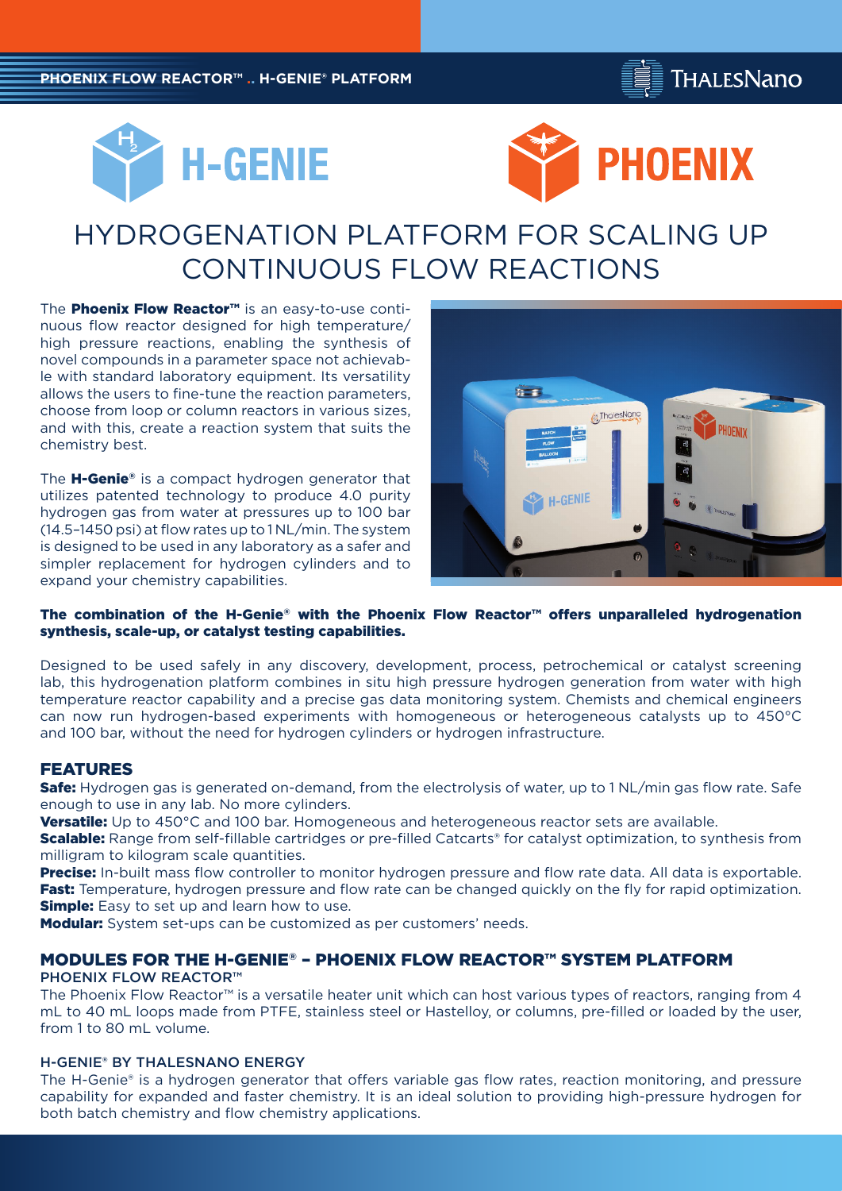# H-GENIE PHOENIX

# HYDROGENATION PLATFORM FOR SCALING UP CONTINUOUS FLOW REACTIONS

The **Phoenix Flow Reactor™** is an easy-to-use continuous flow reactor designed for high temperature/high pressure reactions, enabling the synthesis of novel compounds in a parameter space not achievable with standard laboratory equipment. Its versatility allows the users to fine-tune the reaction parameters, choose from loop or column reactors in various sizes, and with this, create a reaction system that suits the chemistry best.

The **H-Genie®** is a compact hydrogen generator that utilizes patented technology to produce 4.0 purity hydrogen gas from water at pressures up to 100 bar (14.5–1450 psi) at flow rates up to 1 NL/min. The system is designed to be used in any laboratory as a safer and simpler replacement for hydrogen cylinders and to expand your chemistry capabilities.

**The combination of the H-Genie® with the Phoenix Flow Reactor™ offers unparalleled hydrogenation synthesis, scale-up, or catalyst testing capabilities.**

Designed to be used safely in any discovery, development, process, petrochemical or catalyst screening lab, this hydrogenation platform combines in situ high pressure hydrogen generation from water with high temperature reactor capability and a precise gas data monitoring system. Chemists and chemical engineers can now run hydrogen-based experiments with homogeneous or heterogeneous catalysts up to 450°C and 100 bar, without the need for hydrogen cylinders or hydrogen infrastructure.

## FEATURES

**Safe:** Hydrogen gas is generated on-demand, from the electrolysis of water, up to 1 NL/min gas flow rate. Safe enough to use in any lab. No more cylinders.
**Versatile:** Up to 450°C and 100 bar. Homogeneous and heterogeneous reactor sets are available.
**Scalable:** Range from self-fillable cartridges or pre-filled Catcarts® for catalyst optimization, to synthesis from milligram to kilogram scale quantities.
**Precise:** In-built mass flow controller to monitor hydrogen pressure and flow rate data. All data is exportable.
**Fast:** Temperature, hydrogen pressure and flow rate can be changed quickly on the fly for rapid optimization.
**Simple:** Easy to set up and learn how to use.
**Modular:** System set-ups can be customized as per customers' needs.

## MODULES FOR THE H-GENIE® – PHOENIX FLOW REACTOR™ SYSTEM PLATFORM

### PHOENIX FLOW REACTOR™

The Phoenix Flow Reactor™ is a versatile heater unit which can host various types of reactors, ranging from 4 mL to 40 mL loops made from PTFE, stainless steel or Hastelloy, or columns, pre-filled or loaded by the user, from 1 to 80 mL volume.

### H-GENIE® BY THALESNANO ENERGY

The H-Genie® is a hydrogen generator that offers variable gas flow rates, reaction monitoring, and pressure capability for expanded and faster chemistry. It is an ideal solution to providing high-pressure hydrogen for both batch chemistry and flow chemistry applications.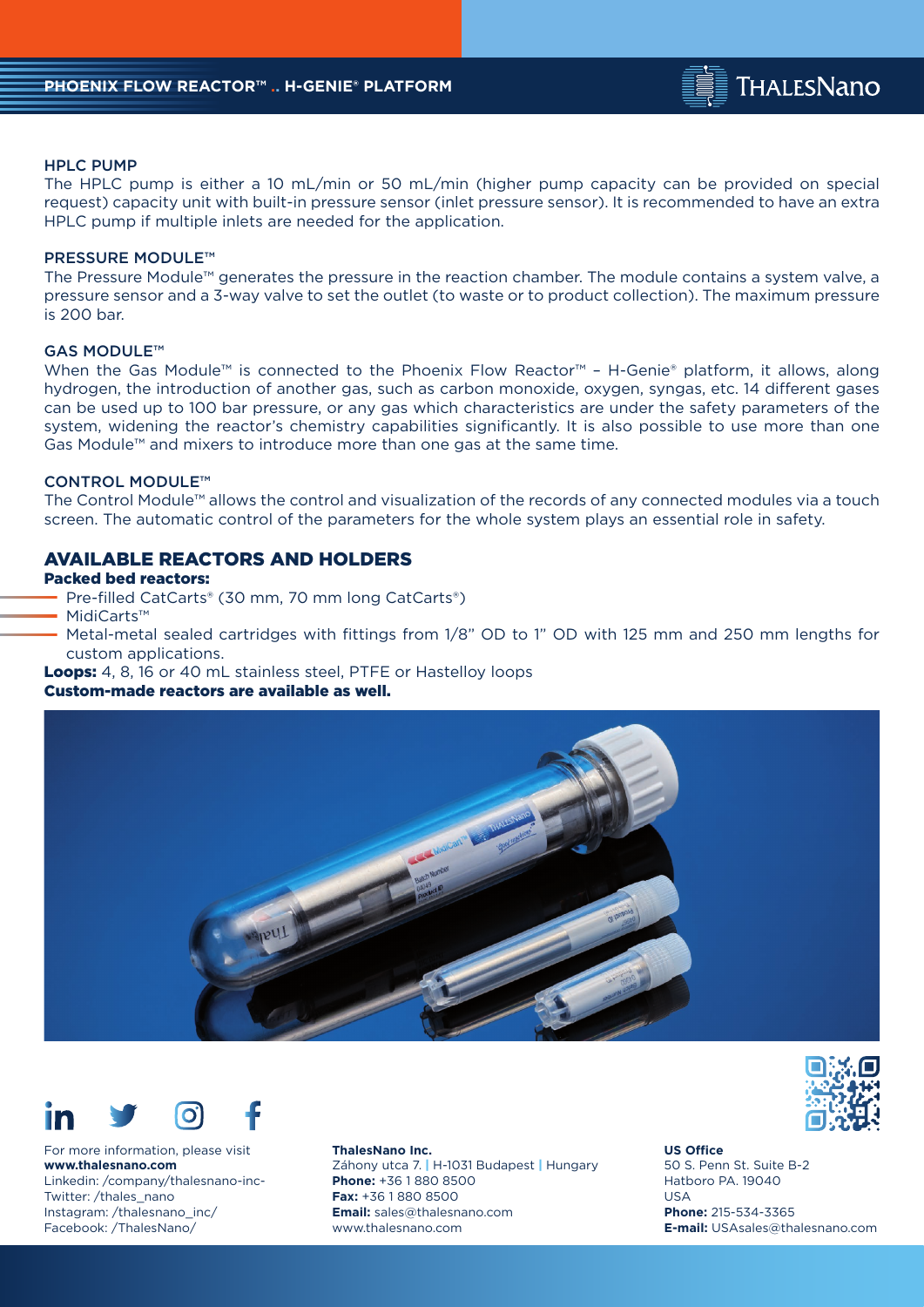### HPLC PUMP

The HPLC pump is either a 10 mL/min or 50 mL/min (higher pump capacity can be provided on special request) capacity unit with built-in pressure sensor (inlet pressure sensor). It is recommended to have an extra HPLC pump if multiple inlets are needed for the application.

### PRESSURE MODULE™

The Pressure Module™ generates the pressure in the reaction chamber. The module contains a system valve, a pressure sensor and a 3-way valve to set the outlet (to waste or to product collection). The maximum pressure is 200 bar.

### GAS MODULE™

When the Gas Module™ is connected to the Phoenix Flow Reactor™ – H-Genie® platform, it allows, along hydrogen, the introduction of another gas, such as carbon monoxide, oxygen, syngas, etc. 14 different gases can be used up to 100 bar pressure, or any gas which characteristics are under the safety parameters of the system, widening the reactor's chemistry capabilities significantly. It is also possible to use more than one Gas Module™ and mixers to introduce more than one gas at the same time.

### CONTROL MODULE™

The Control Module™ allows the control and visualization of the records of any connected modules via a touch screen. The automatic control of the parameters for the whole system plays an essential role in safety.

## AVAILABLE REACTORS AND HOLDERS

**Packed bed reactors:**

- Pre-filled CatCarts® (30 mm, 70 mm long CatCarts®)
- MidiCarts™
- Metal-metal sealed cartridges with fittings from 1/8" OD to 1" OD with 125 mm and 250 mm lengths for custom applications.

**Loops:** 4, 8, 16 or 40 mL stainless steel, PTFE or Hastelloy loops

**Custom-made reactors are available as well.**

For more information, please visit
**www.thalesnano.com**
Linkedin: /company/thalesnano-inc-
Twitter: /thales_nano
Instagram: /thalesnano_inc/
Facebook: /ThalesNano/

**ThalesNano Inc.**
Záhony utca 7. | H-1031 Budapest | Hungary
**Phone:** +36 1 880 8500
**Fax:** +36 1 880 8500
**Email:** sales@thalesnano.com
www.thalesnano.com

**US Office**
50 S. Penn St. Suite B-2
Hatboro PA. 19040
USA
**Phone:** 215-534-3365
**E-mail:** USAsales@thalesnano.com